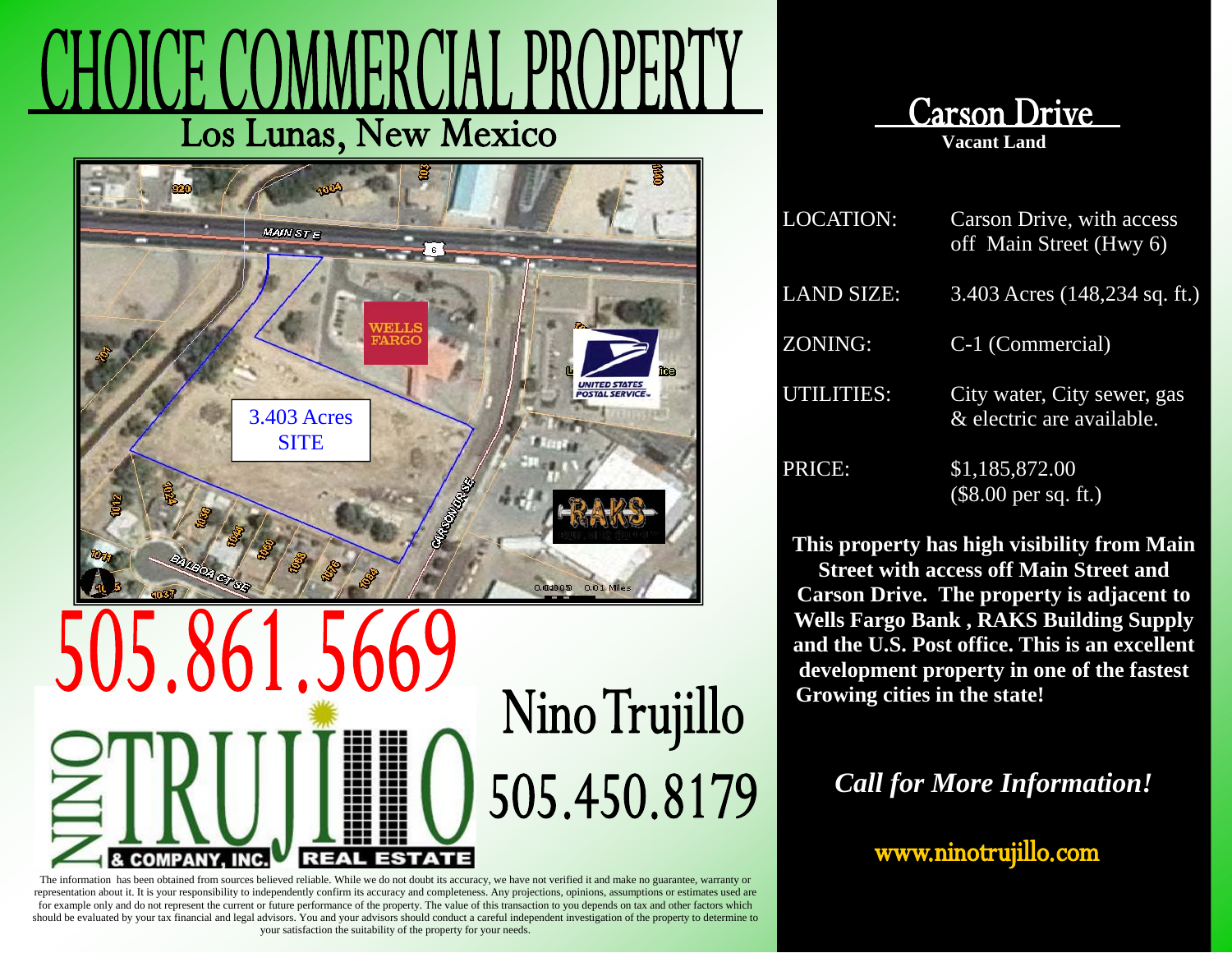# CHOICE COMMERCIAL PROPERTY

## Los Lunas, New Mexico

3.403 Acres SITE

505.861.5669

NINO TRUJILLO & COMPANY, INC. REAL ESTATE

Nino Trujillo

505.450.8179

## Carson Drive

**Vacant Land**

| | |
|---|---|
| LOCATION: | Carson Drive, with access off Main Street (Hwy 6) |
| LAND SIZE: | 3.403 Acres (148,234 sq. ft.) |
| ZONING: | C-1 (Commercial) |
| UTILITIES: | City water, City sewer, gas & electric are available. |
| PRICE: | $1,185,872.00 ($8.00 per sq. ft.) |

**This property has high visibility from Main Street with access off Main Street and Carson Drive. The property is adjacent to Wells Fargo Bank , RAKS Building Supply and the U.S. Post office. This is an excellent development property in one of the fastest Growing cities in the state!**

***Call for More Information!***

www.ninotrujillo.com

The information has been obtained from sources believed reliable. While we do not doubt its accuracy, we have not verified it and make no guarantee, warranty or representation about it. It is your responsibility to independently confirm its accuracy and completeness. Any projections, opinions, assumptions or estimates used are for example only and do not represent the current or future performance of the property. The value of this transaction to you depends on tax and other factors which should be evaluated by your tax financial and legal advisors. You and your advisors should conduct a careful independent investigation of the property to determine to your satisfaction the suitability of the property for your needs.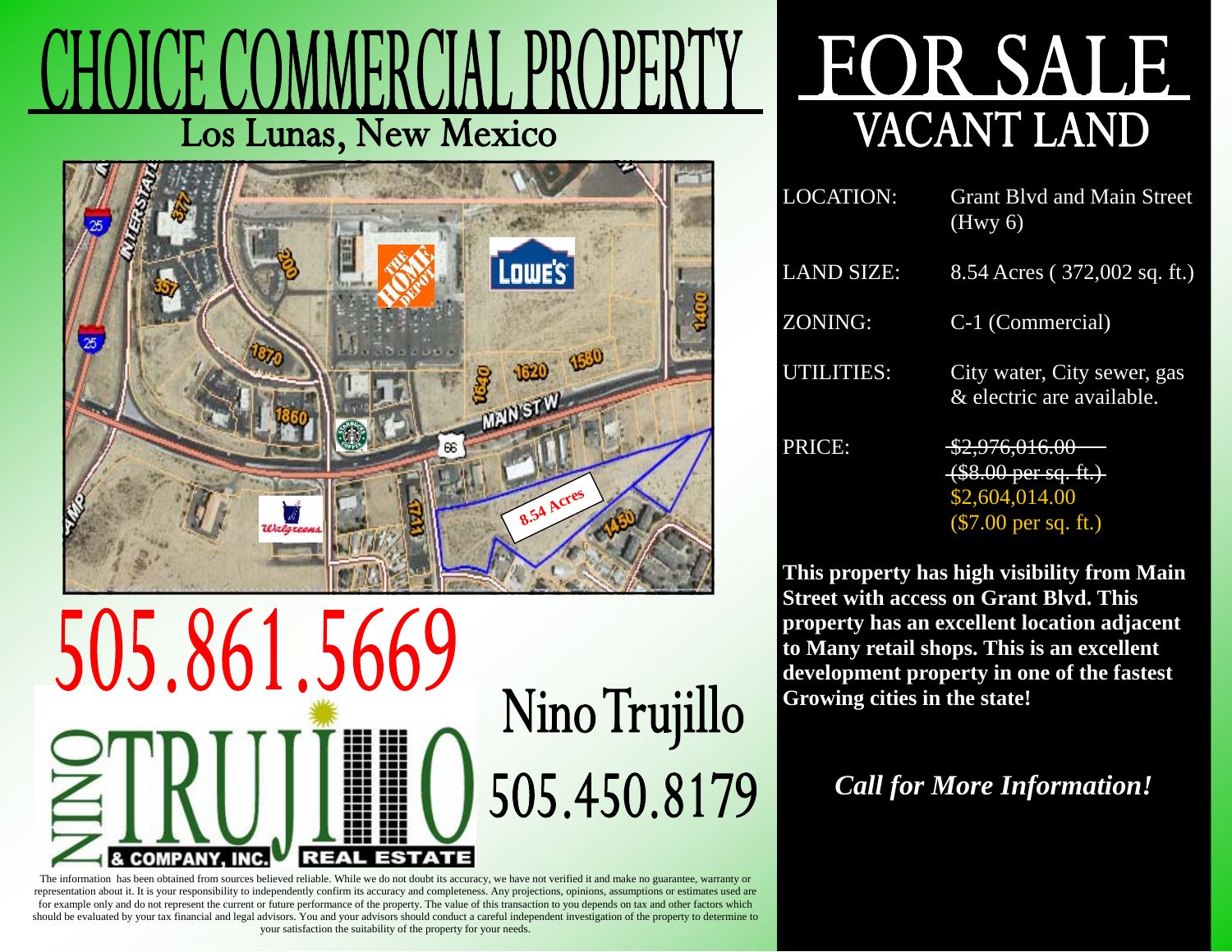# CHOICE COMMERCIAL PROPERTY

## Los Lunas, New Mexico

# FOR SALE

## VACANT LAND

| | |
|---|---|
| LOCATION: | Grant Blvd and Main Street (Hwy 6) |
| LAND SIZE: | 8.54 Acres ( 372,002 sq. ft.) |
| ZONING: | C-1 (Commercial) |
| UTILITIES: | City water, City sewer, gas & electric are available. |
| PRICE: | ~~$2,976,016.00~~ ~~($8.00 per sq. ft.)~~ $2,604,014.00 ($7.00 per sq. ft.) |

**This property has high visibility from Main Street with access on Grant Blvd. This property has an excellent location adjacent to Many retail shops. This is an excellent development property in one of the fastest Growing cities in the state!**

***Call for More Information!***

505.861.5669

NINO TRUJILLO & COMPANY, INC. REAL ESTATE

Nino Trujillo

505.450.8179

The information has been obtained from sources believed reliable. While we do not doubt its accuracy, we have not verified it and make no guarantee, warranty or representation about it. It is your responsibility to independently confirm its accuracy and completeness. Any projections, opinions, assumptions or estimates used are for example only and do not represent the current or future performance of the property. The value of this transaction to you depends on tax and other factors which should be evaluated by your tax financial and legal advisors. You and your advisors should conduct a careful independent investigation of the property to determine to your satisfaction the suitability of the property for your needs.